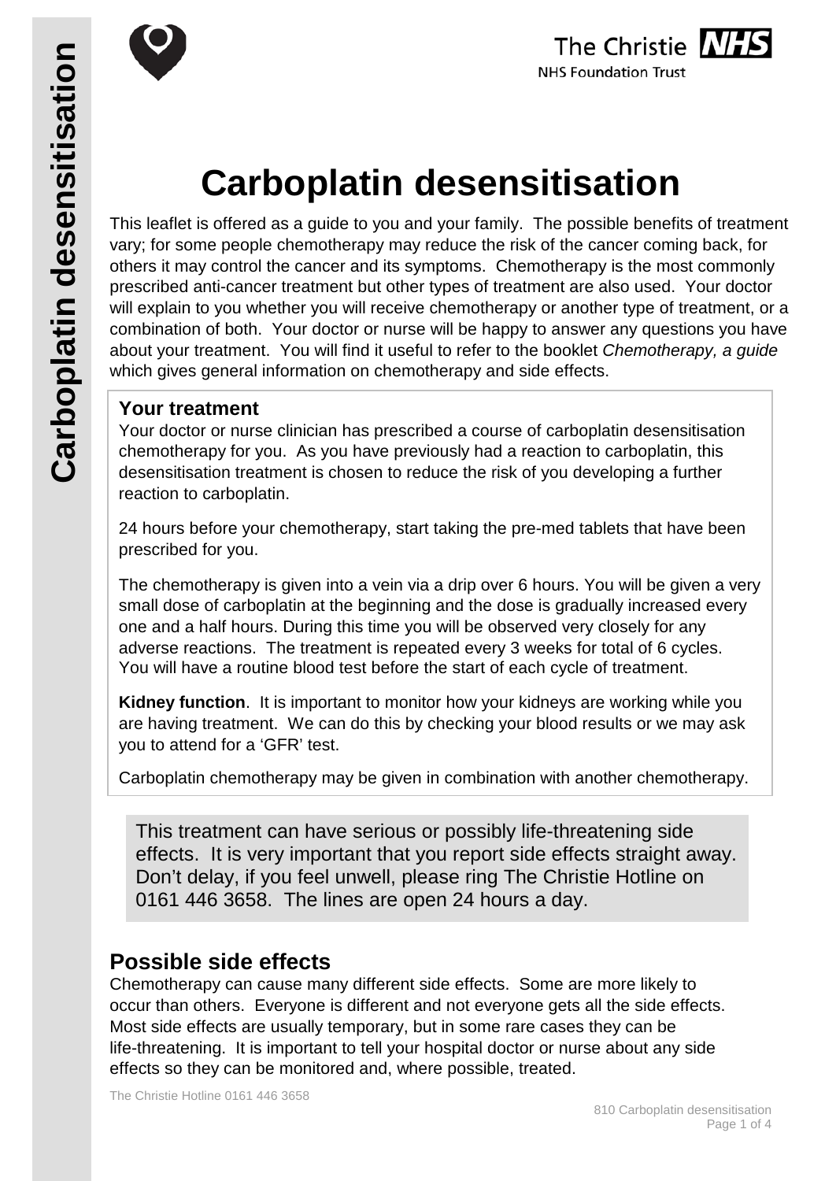# Carboplatin desensitisation

This leaflet is offered as a guide to you and your family. The possible benefits of treatment vary; for some people chemotherapy may reduce the risk of the cancer coming back, for others it may control the cancer and its symptoms. Chemotherapy is the most commonly prescribed anti-cancer treatment but other types of treatment are also used. Your doctor will explain to you whether you will receive chemotherapy or another type of treatment, or a combination of both. Your doctor or nurse will be happy to answer any questions you have about your treatment. You will find it useful to refer to the booklet *Chemotherapy, a guide* which gives general information on chemotherapy and side effects.

## Your treatment

Your doctor or nurse clinician has prescribed a course of carboplatin desensitisation chemotherapy for you. As you have previously had a reaction to carboplatin, this desensitisation treatment is chosen to reduce the risk of you developing a further reaction to carboplatin.

24 hours before your chemotherapy, start taking the pre-med tablets that have been prescribed for you.

The chemotherapy is given into a vein via a drip over 6 hours. You will be given a very small dose of carboplatin at the beginning and the dose is gradually increased every one and a half hours. During this time you will be observed very closely for any adverse reactions. The treatment is repeated every 3 weeks for total of 6 cycles. You will have a routine blood test before the start of each cycle of treatment.

**Kidney function**. It is important to monitor how your kidneys are working while you are having treatment. We can do this by checking your blood results or we may ask you to attend for a 'GFR' test.

Carboplatin chemotherapy may be given in combination with another chemotherapy.

This treatment can have serious or possibly life-threatening side effects. It is very important that you report side effects straight away. Don't delay, if you feel unwell, please ring The Christie Hotline on 0161 446 3658. The lines are open 24 hours a day.

## Possible side effects

Chemotherapy can cause many different side effects. Some are more likely to occur than others. Everyone is different and not everyone gets all the side effects. Most side effects are usually temporary, but in some rare cases they can be life-threatening. It is important to tell your hospital doctor or nurse about any side effects so they can be monitored and, where possible, treated.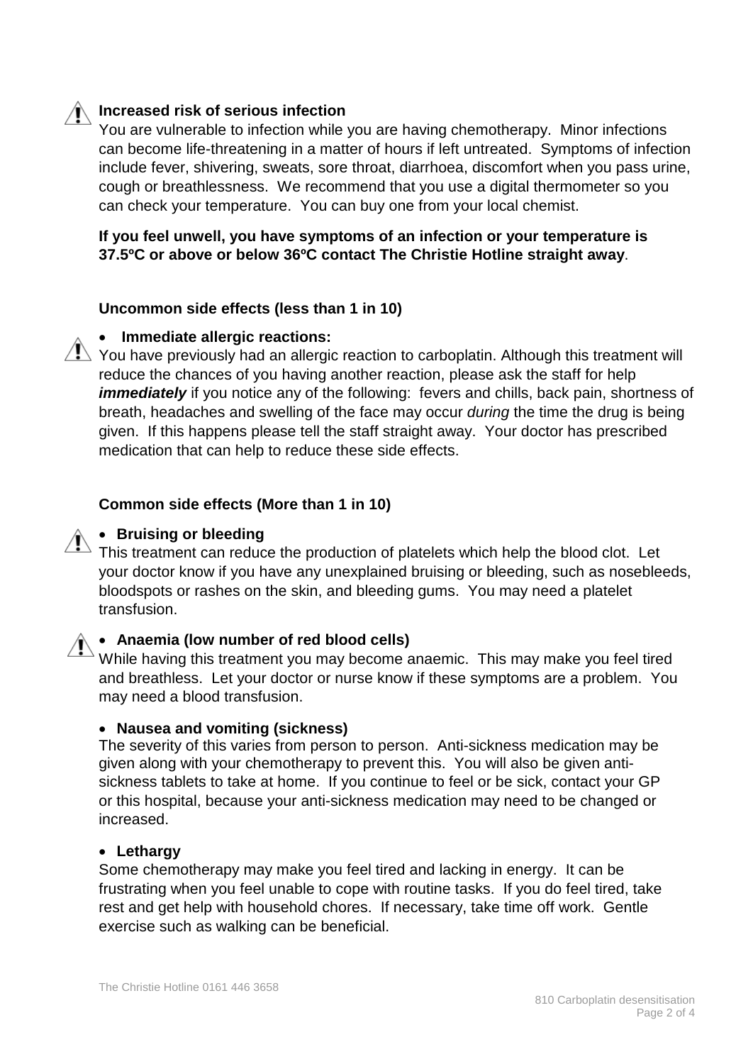### Increased risk of serious infection

You are vulnerable to infection while you are having chemotherapy. Minor infections can become life-threatening in a matter of hours if left untreated. Symptoms of infection include fever, shivering, sweats, sore throat, diarrhoea, discomfort when you pass urine, cough or breathlessness. We recommend that you use a digital thermometer so you can check your temperature. You can buy one from your local chemist.

**If you feel unwell, you have symptoms of an infection or your temperature is 37.5ºC or above or below 36ºC contact The Christie Hotline straight away**.

### Uncommon side effects (less than 1 in 10)

- **Immediate allergic reactions:**

You have previously had an allergic reaction to carboplatin. Although this treatment will reduce the chances of you having another reaction, please ask the staff for help ***immediately*** if you notice any of the following: fevers and chills, back pain, shortness of breath, headaches and swelling of the face may occur *during* the time the drug is being given. If this happens please tell the staff straight away. Your doctor has prescribed medication that can help to reduce these side effects.

### Common side effects (More than 1 in 10)

- **Bruising or bleeding**

This treatment can reduce the production of platelets which help the blood clot. Let your doctor know if you have any unexplained bruising or bleeding, such as nosebleeds, bloodspots or rashes on the skin, and bleeding gums. You may need a platelet transfusion.

- **Anaemia (low number of red blood cells)**

While having this treatment you may become anaemic. This may make you feel tired and breathless. Let your doctor or nurse know if these symptoms are a problem. You may need a blood transfusion.

- **Nausea and vomiting (sickness)**

The severity of this varies from person to person. Anti-sickness medication may be given along with your chemotherapy to prevent this. You will also be given anti-sickness tablets to take at home. If you continue to feel or be sick, contact your GP or this hospital, because your anti-sickness medication may need to be changed or increased.

- **Lethargy**

Some chemotherapy may make you feel tired and lacking in energy. It can be frustrating when you feel unable to cope with routine tasks. If you do feel tired, take rest and get help with household chores. If necessary, take time off work. Gentle exercise such as walking can be beneficial.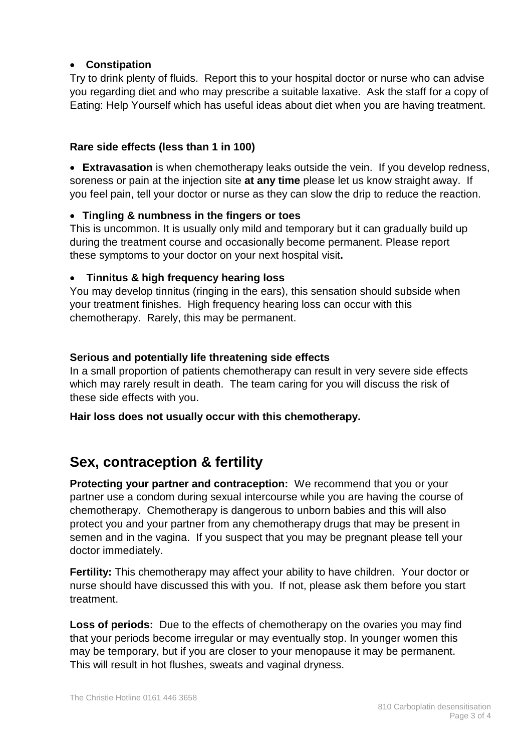- **Constipation**

Try to drink plenty of fluids. Report this to your hospital doctor or nurse who can advise you regarding diet and who may prescribe a suitable laxative. Ask the staff for a copy of Eating: Help Yourself which has useful ideas about diet when you are having treatment.

### Rare side effects (less than 1 in 100)

- **Extravasation** is when chemotherapy leaks outside the vein. If you develop redness, soreness or pain at the injection site **at any time** please let us know straight away. If you feel pain, tell your doctor or nurse as they can slow the drip to reduce the reaction.

- **Tingling & numbness in the fingers or toes**

This is uncommon. It is usually only mild and temporary but it can gradually build up during the treatment course and occasionally become permanent. Please report these symptoms to your doctor on your next hospital visit**.**

- **Tinnitus & high frequency hearing loss**

You may develop tinnitus (ringing in the ears), this sensation should subside when your treatment finishes. High frequency hearing loss can occur with this chemotherapy. Rarely, this may be permanent.

### Serious and potentially life threatening side effects

In a small proportion of patients chemotherapy can result in very severe side effects which may rarely result in death. The team caring for you will discuss the risk of these side effects with you.

**Hair loss does not usually occur with this chemotherapy.**

## Sex, contraception & fertility

**Protecting your partner and contraception:** We recommend that you or your partner use a condom during sexual intercourse while you are having the course of chemotherapy. Chemotherapy is dangerous to unborn babies and this will also protect you and your partner from any chemotherapy drugs that may be present in semen and in the vagina. If you suspect that you may be pregnant please tell your doctor immediately.

**Fertility:** This chemotherapy may affect your ability to have children. Your doctor or nurse should have discussed this with you. If not, please ask them before you start treatment.

**Loss of periods:** Due to the effects of chemotherapy on the ovaries you may find that your periods become irregular or may eventually stop. In younger women this may be temporary, but if you are closer to your menopause it may be permanent. This will result in hot flushes, sweats and vaginal dryness.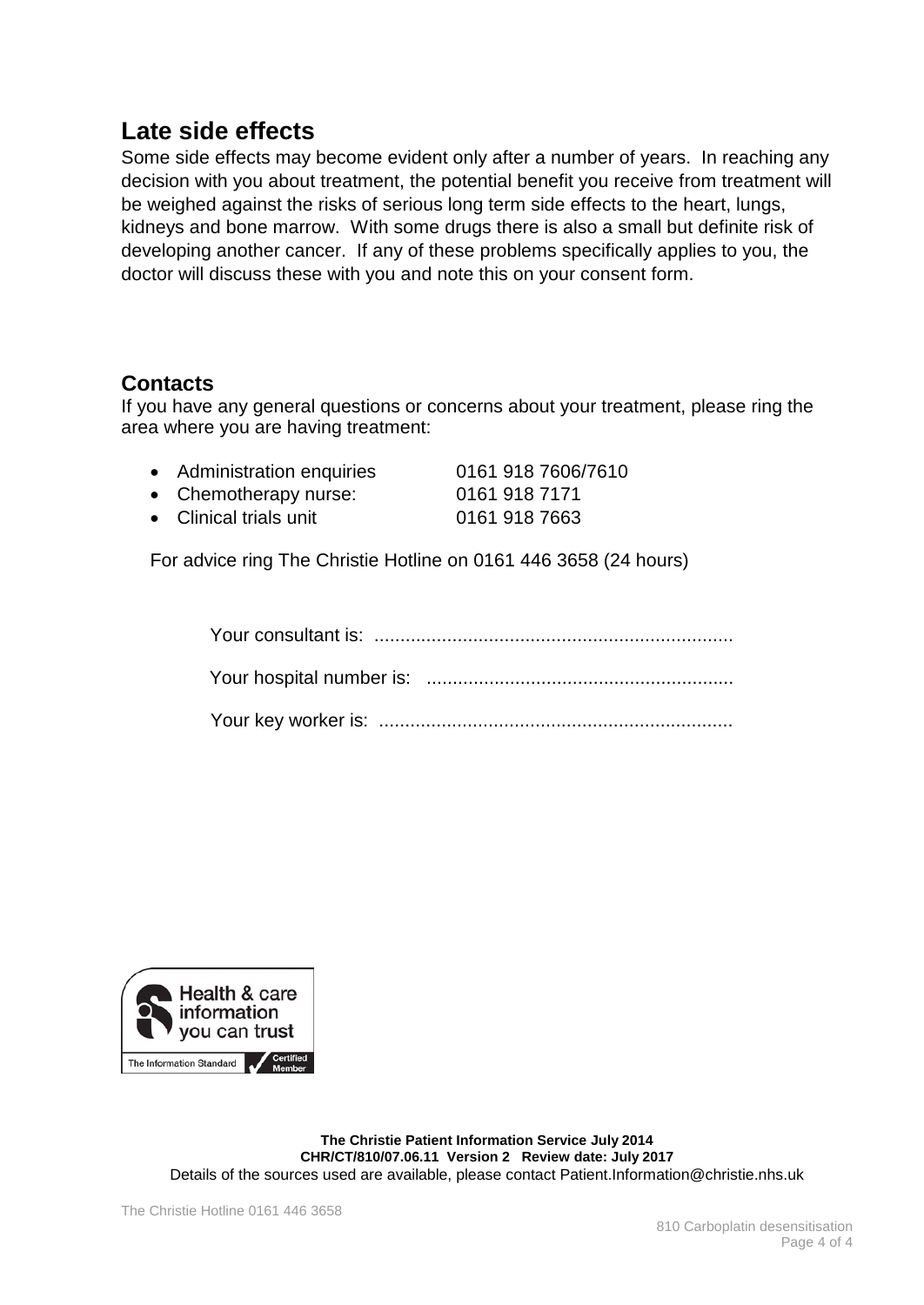## Late side effects

Some side effects may become evident only after a number of years. In reaching any decision with you about treatment, the potential benefit you receive from treatment will be weighed against the risks of serious long term side effects to the heart, lungs, kidneys and bone marrow. With some drugs there is also a small but definite risk of developing another cancer. If any of these problems specifically applies to you, the doctor will discuss these with you and note this on your consent form.

## Contacts

If you have any general questions or concerns about your treatment, please ring the area where you are having treatment:

- Administration enquiries 0161 918 7606/7610
- Chemotherapy nurse: 0161 918 7171
- Clinical trials unit 0161 918 7663

For advice ring The Christie Hotline on 0161 446 3658 (24 hours)

Your consultant is: ....................................................................

Your hospital number is: ..........................................................

Your key worker is: ...................................................................

Health & care information you can trust

The Information Standard Certified Member

**The Christie Patient Information Service July 2014**
**CHR/CT/810/07.06.11 Version 2 Review date: July 2017**
Details of the sources used are available, please contact Patient.Information@christie.nhs.uk